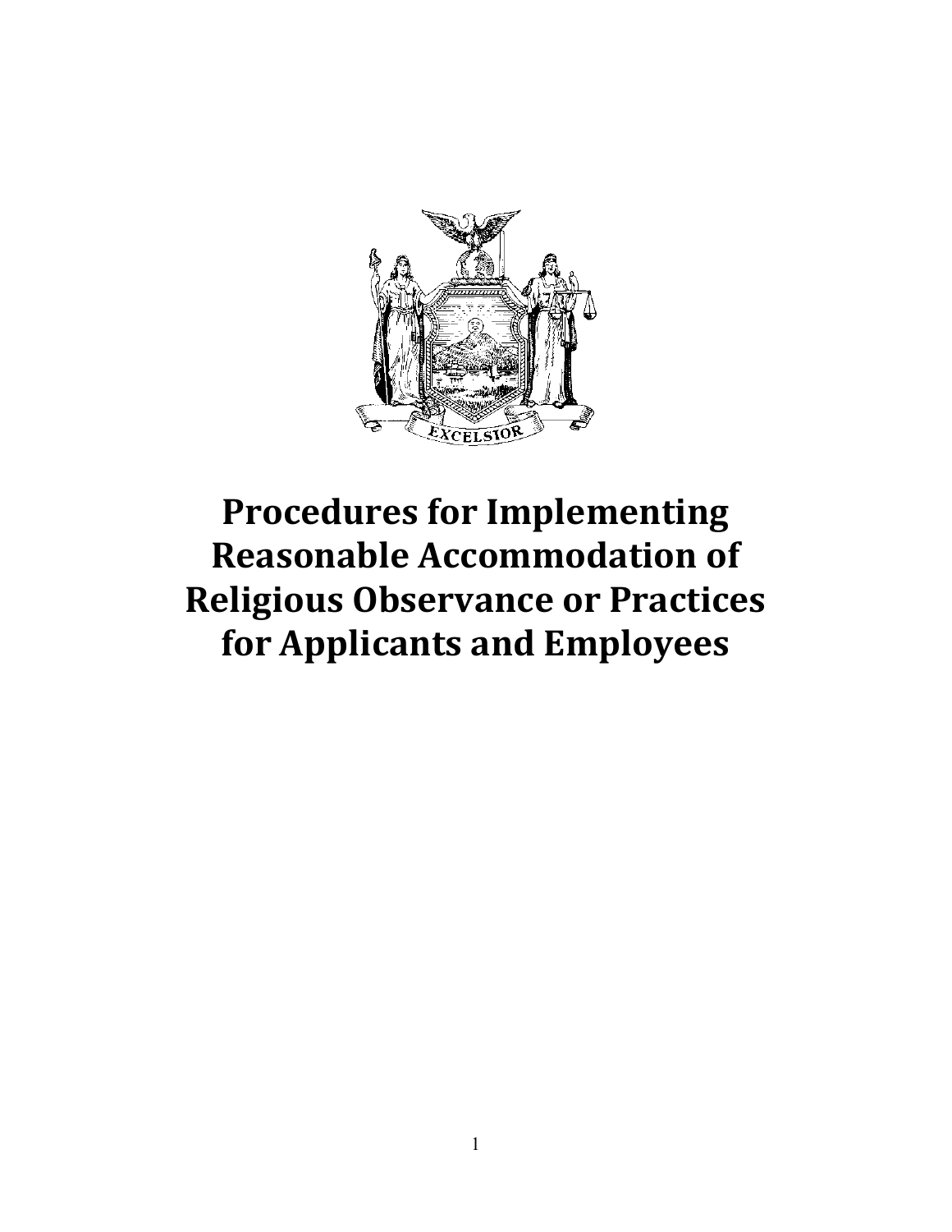# Procedures for Implementing Reasonable Accommodation of Religious Observance or Practices for Applicants and Employees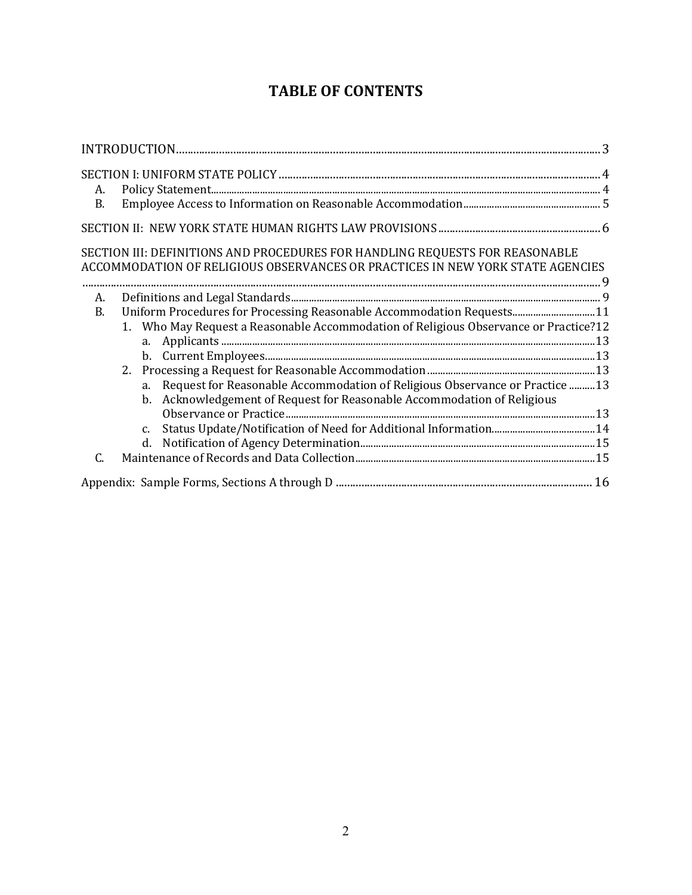# TABLE OF CONTENTS

INTRODUCTION .......... 3

SECTION I: UNIFORM STATE POLICY .......... 4
- A. Policy Statement .......... 4
- B. Employee Access to Information on Reasonable Accommodation .......... 5

SECTION II: NEW YORK STATE HUMAN RIGHTS LAW PROVISIONS .......... 6

SECTION III: DEFINITIONS AND PROCEDURES FOR HANDLING REQUESTS FOR REASONABLE ACCOMMODATION OF RELIGIOUS OBSERVANCES OR PRACTICES IN NEW YORK STATE AGENCIES .......... 9
- A. Definitions and Legal Standards .......... 9
- B. Uniform Procedures for Processing Reasonable Accommodation Requests .......... 11
  - 1. Who May Request a Reasonable Accommodation of Religious Observance or Practice? .......... 12
    - a. Applicants .......... 13
    - b. Current Employees .......... 13
  - 2. Processing a Request for Reasonable Accommodation .......... 13
    - a. Request for Reasonable Accommodation of Religious Observance or Practice .......... 13
    - b. Acknowledgement of Request for Reasonable Accommodation of Religious Observance or Practice .......... 13
    - c. Status Update/Notification of Need for Additional Information .......... 14
    - d. Notification of Agency Determination .......... 15
- C. Maintenance of Records and Data Collection .......... 15

Appendix: Sample Forms, Sections A through D .......... 16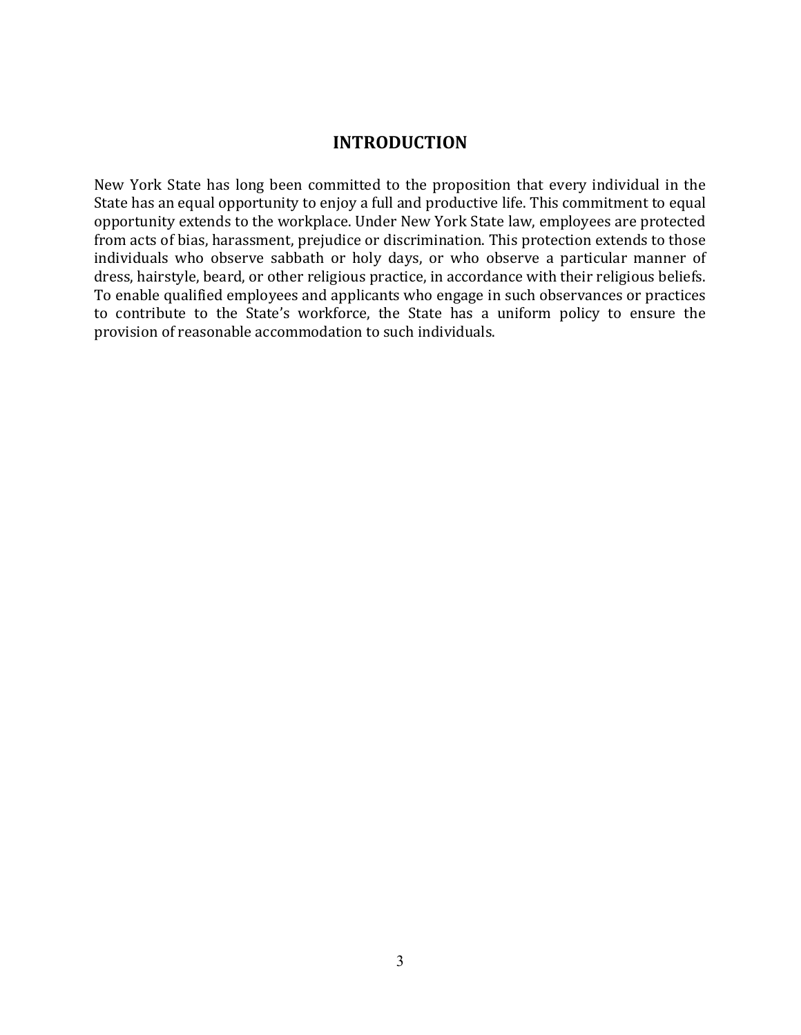# INTRODUCTION

New York State has long been committed to the proposition that every individual in the State has an equal opportunity to enjoy a full and productive life. This commitment to equal opportunity extends to the workplace. Under New York State law, employees are protected from acts of bias, harassment, prejudice or discrimination. This protection extends to those individuals who observe sabbath or holy days, or who observe a particular manner of dress, hairstyle, beard, or other religious practice, in accordance with their religious beliefs. To enable qualified employees and applicants who engage in such observances or practices to contribute to the State's workforce, the State has a uniform policy to ensure the provision of reasonable accommodation to such individuals.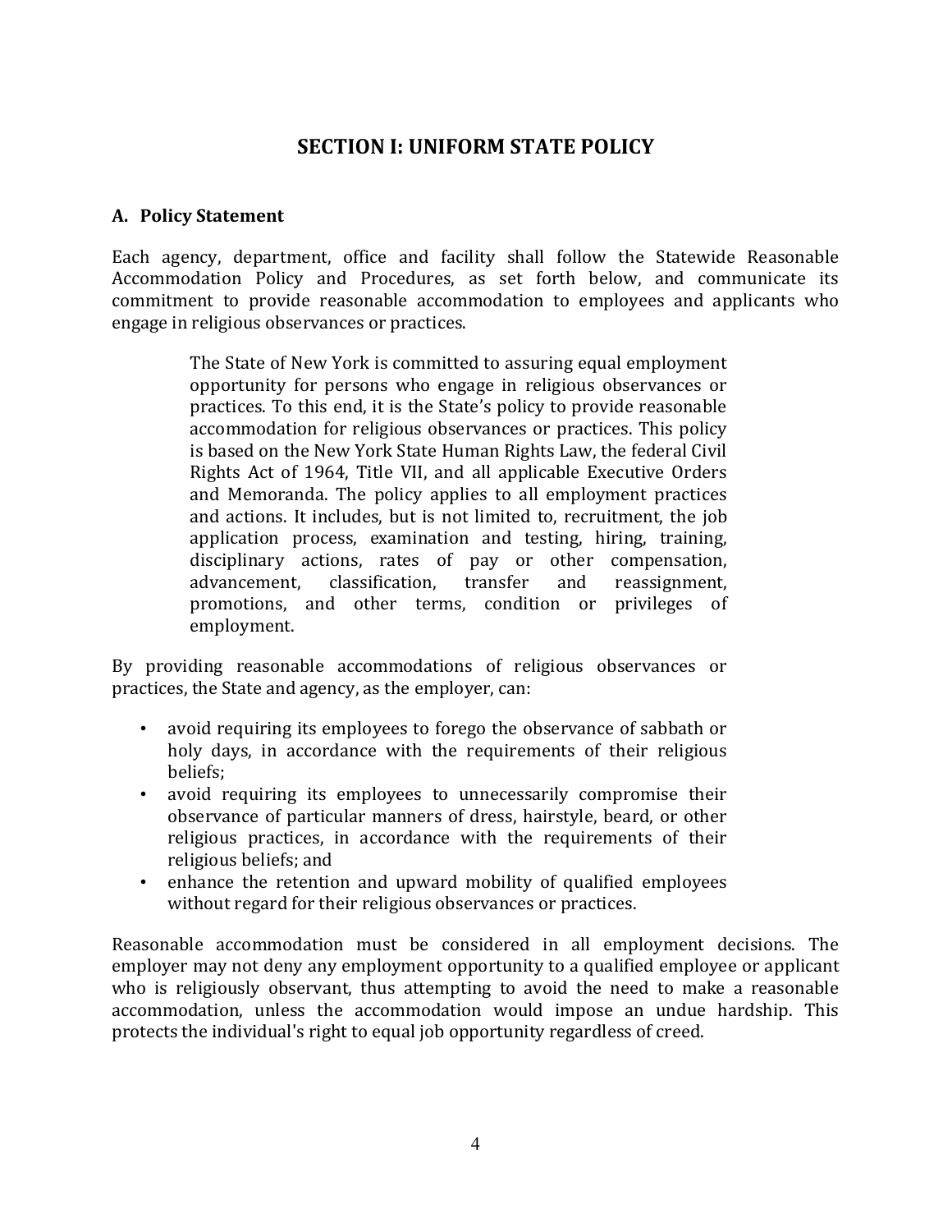# SECTION I: UNIFORM STATE POLICY

## A. Policy Statement

Each agency, department, office and facility shall follow the Statewide Reasonable Accommodation Policy and Procedures, as set forth below, and communicate its commitment to provide reasonable accommodation to employees and applicants who engage in religious observances or practices.

> The State of New York is committed to assuring equal employment opportunity for persons who engage in religious observances or practices. To this end, it is the State's policy to provide reasonable accommodation for religious observances or practices. This policy is based on the New York State Human Rights Law, the federal Civil Rights Act of 1964, Title VII, and all applicable Executive Orders and Memoranda. The policy applies to all employment practices and actions. It includes, but is not limited to, recruitment, the job application process, examination and testing, hiring, training, disciplinary actions, rates of pay or other compensation, advancement, classification, transfer and reassignment, promotions, and other terms, condition or privileges of employment.

By providing reasonable accommodations of religious observances or practices, the State and agency, as the employer, can:

- avoid requiring its employees to forego the observance of sabbath or holy days, in accordance with the requirements of their religious beliefs;
- avoid requiring its employees to unnecessarily compromise their observance of particular manners of dress, hairstyle, beard, or other religious practices, in accordance with the requirements of their religious beliefs; and
- enhance the retention and upward mobility of qualified employees without regard for their religious observances or practices.

Reasonable accommodation must be considered in all employment decisions. The employer may not deny any employment opportunity to a qualified employee or applicant who is religiously observant, thus attempting to avoid the need to make a reasonable accommodation, unless the accommodation would impose an undue hardship. This protects the individual's right to equal job opportunity regardless of creed.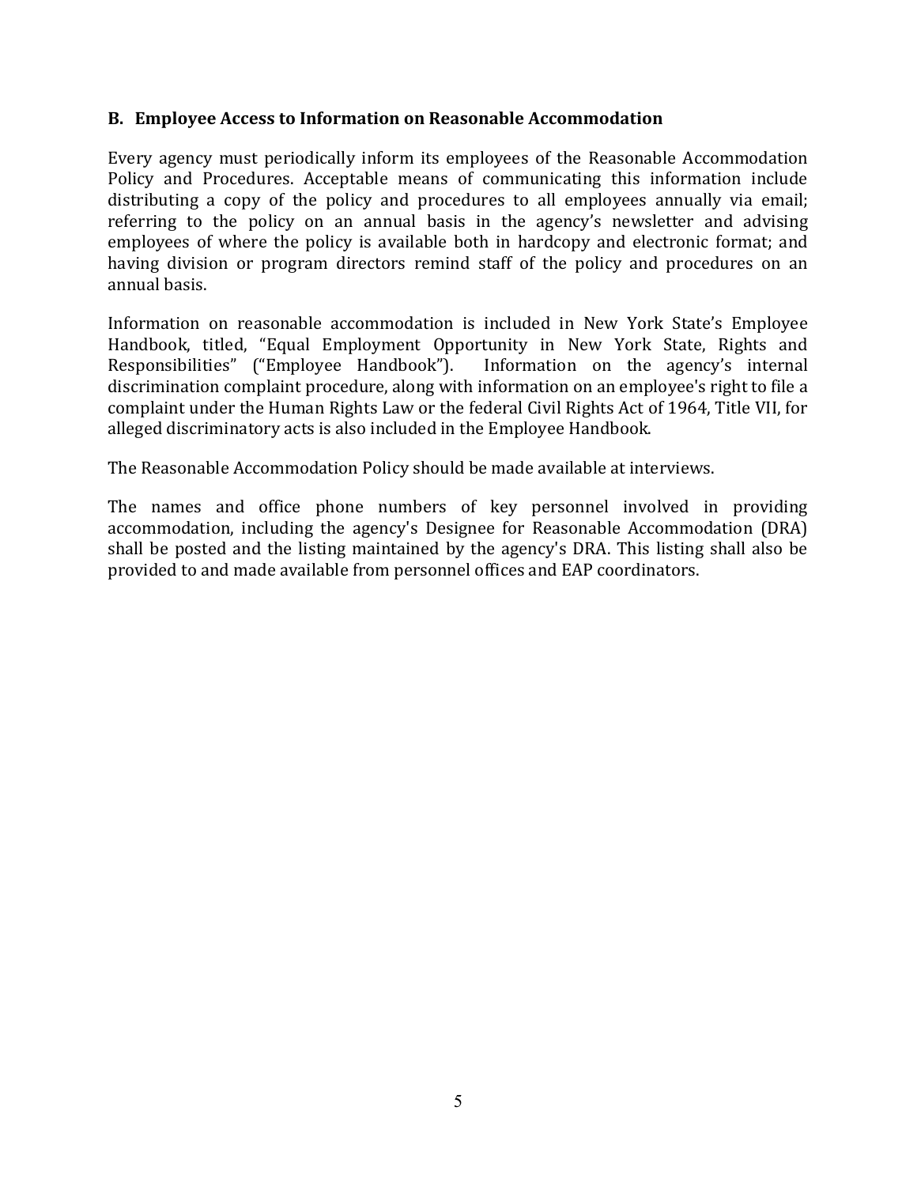### B. Employee Access to Information on Reasonable Accommodation

Every agency must periodically inform its employees of the Reasonable Accommodation Policy and Procedures. Acceptable means of communicating this information include distributing a copy of the policy and procedures to all employees annually via email; referring to the policy on an annual basis in the agency's newsletter and advising employees of where the policy is available both in hardcopy and electronic format; and having division or program directors remind staff of the policy and procedures on an annual basis.

Information on reasonable accommodation is included in New York State's Employee Handbook, titled, "Equal Employment Opportunity in New York State, Rights and Responsibilities" ("Employee Handbook"). Information on the agency's internal discrimination complaint procedure, along with information on an employee's right to file a complaint under the Human Rights Law or the federal Civil Rights Act of 1964, Title VII, for alleged discriminatory acts is also included in the Employee Handbook.

The Reasonable Accommodation Policy should be made available at interviews.

The names and office phone numbers of key personnel involved in providing accommodation, including the agency's Designee for Reasonable Accommodation (DRA) shall be posted and the listing maintained by the agency's DRA. This listing shall also be provided to and made available from personnel offices and EAP coordinators.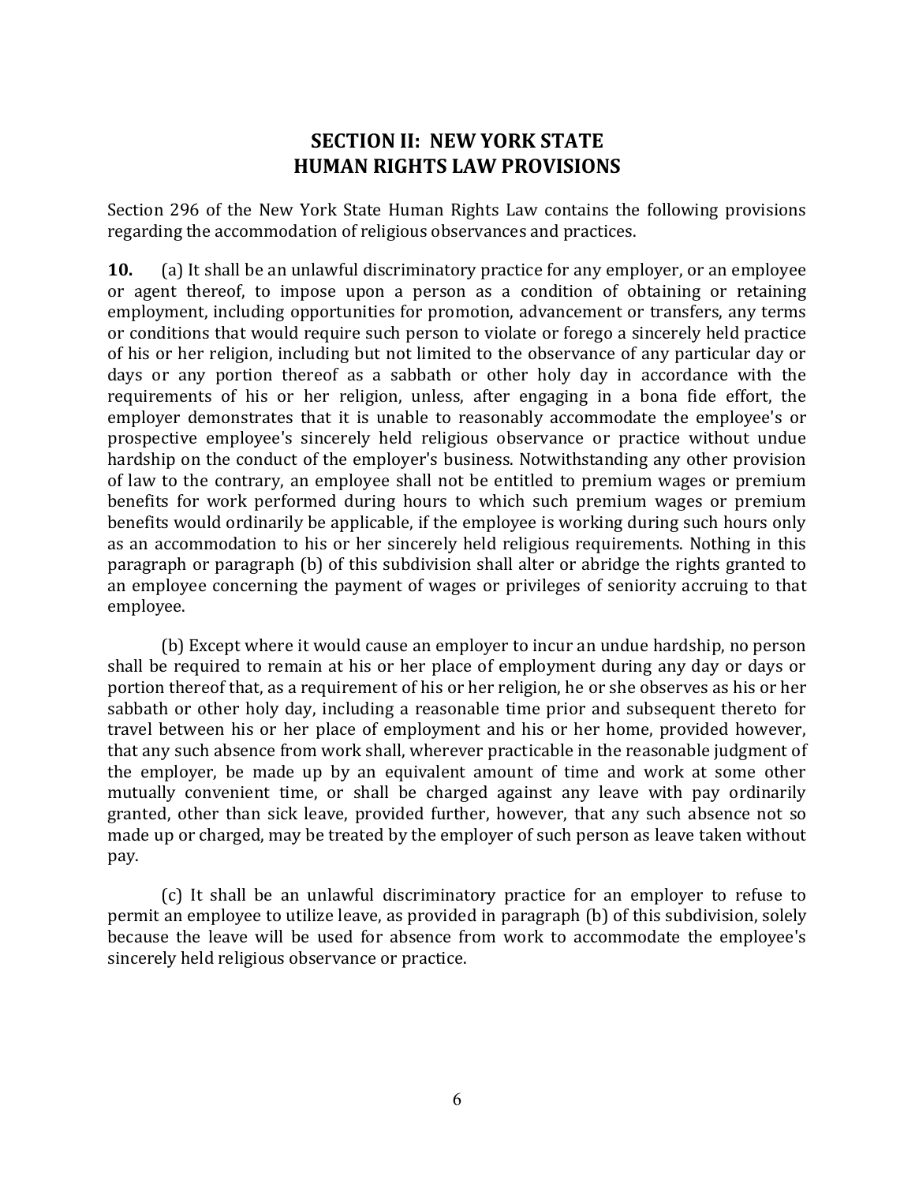## SECTION II: NEW YORK STATE HUMAN RIGHTS LAW PROVISIONS

Section 296 of the New York State Human Rights Law contains the following provisions regarding the accommodation of religious observances and practices.

**10.** (a) It shall be an unlawful discriminatory practice for any employer, or an employee or agent thereof, to impose upon a person as a condition of obtaining or retaining employment, including opportunities for promotion, advancement or transfers, any terms or conditions that would require such person to violate or forego a sincerely held practice of his or her religion, including but not limited to the observance of any particular day or days or any portion thereof as a sabbath or other holy day in accordance with the requirements of his or her religion, unless, after engaging in a bona fide effort, the employer demonstrates that it is unable to reasonably accommodate the employee's or prospective employee's sincerely held religious observance or practice without undue hardship on the conduct of the employer's business. Notwithstanding any other provision of law to the contrary, an employee shall not be entitled to premium wages or premium benefits for work performed during hours to which such premium wages or premium benefits would ordinarily be applicable, if the employee is working during such hours only as an accommodation to his or her sincerely held religious requirements. Nothing in this paragraph or paragraph (b) of this subdivision shall alter or abridge the rights granted to an employee concerning the payment of wages or privileges of seniority accruing to that employee.

(b) Except where it would cause an employer to incur an undue hardship, no person shall be required to remain at his or her place of employment during any day or days or portion thereof that, as a requirement of his or her religion, he or she observes as his or her sabbath or other holy day, including a reasonable time prior and subsequent thereto for travel between his or her place of employment and his or her home, provided however, that any such absence from work shall, wherever practicable in the reasonable judgment of the employer, be made up by an equivalent amount of time and work at some other mutually convenient time, or shall be charged against any leave with pay ordinarily granted, other than sick leave, provided further, however, that any such absence not so made up or charged, may be treated by the employer of such person as leave taken without pay.

(c) It shall be an unlawful discriminatory practice for an employer to refuse to permit an employee to utilize leave, as provided in paragraph (b) of this subdivision, solely because the leave will be used for absence from work to accommodate the employee's sincerely held religious observance or practice.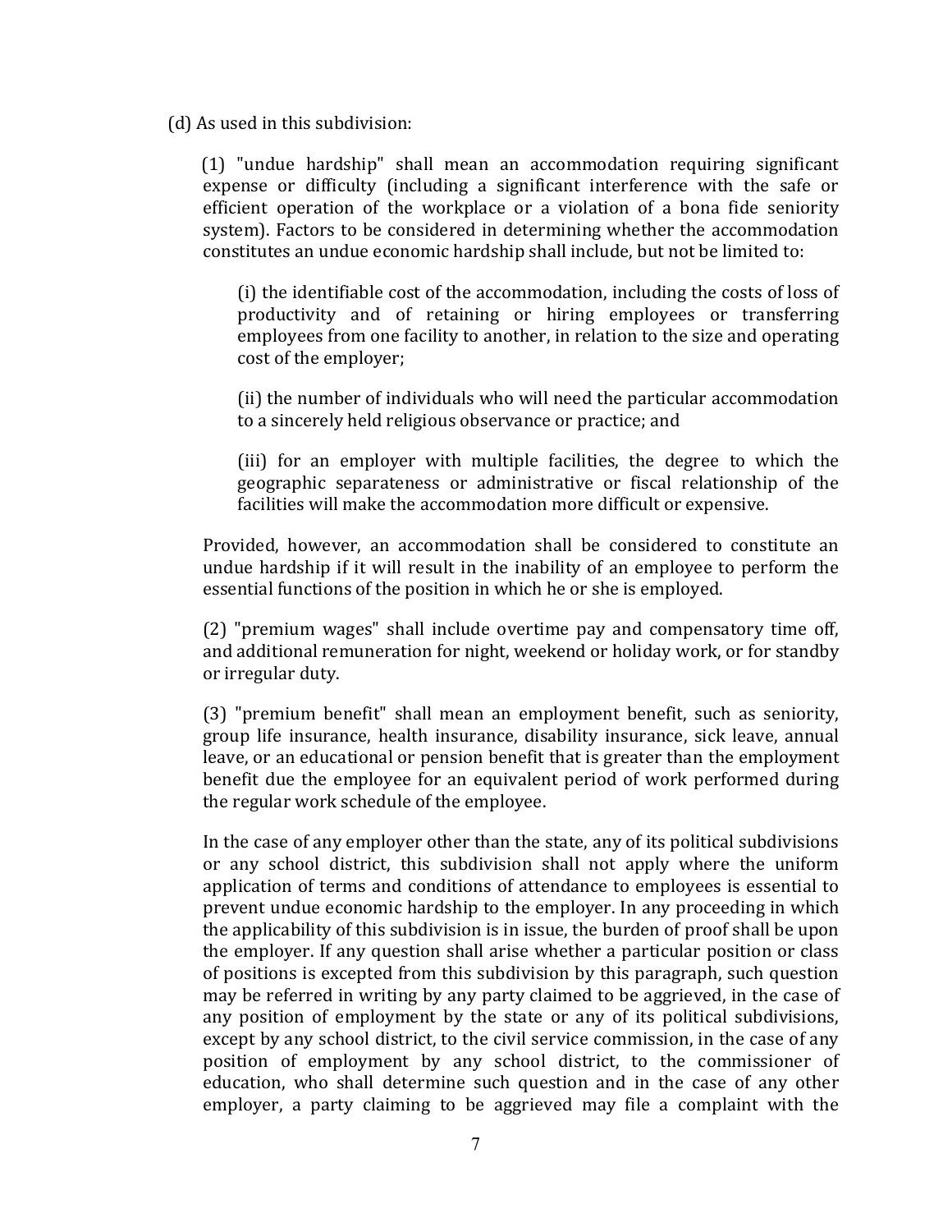(d) As used in this subdivision:

(1) "undue hardship" shall mean an accommodation requiring significant expense or difficulty (including a significant interference with the safe or efficient operation of the workplace or a violation of a bona fide seniority system). Factors to be considered in determining whether the accommodation constitutes an undue economic hardship shall include, but not be limited to:

(i) the identifiable cost of the accommodation, including the costs of loss of productivity and of retaining or hiring employees or transferring employees from one facility to another, in relation to the size and operating cost of the employer;

(ii) the number of individuals who will need the particular accommodation to a sincerely held religious observance or practice; and

(iii) for an employer with multiple facilities, the degree to which the geographic separateness or administrative or fiscal relationship of the facilities will make the accommodation more difficult or expensive.

Provided, however, an accommodation shall be considered to constitute an undue hardship if it will result in the inability of an employee to perform the essential functions of the position in which he or she is employed.

(2) "premium wages" shall include overtime pay and compensatory time off, and additional remuneration for night, weekend or holiday work, or for standby or irregular duty.

(3) "premium benefit" shall mean an employment benefit, such as seniority, group life insurance, health insurance, disability insurance, sick leave, annual leave, or an educational or pension benefit that is greater than the employment benefit due the employee for an equivalent period of work performed during the regular work schedule of the employee.

In the case of any employer other than the state, any of its political subdivisions or any school district, this subdivision shall not apply where the uniform application of terms and conditions of attendance to employees is essential to prevent undue economic hardship to the employer. In any proceeding in which the applicability of this subdivision is in issue, the burden of proof shall be upon the employer. If any question shall arise whether a particular position or class of positions is excepted from this subdivision by this paragraph, such question may be referred in writing by any party claimed to be aggrieved, in the case of any position of employment by the state or any of its political subdivisions, except by any school district, to the civil service commission, in the case of any position of employment by any school district, to the commissioner of education, who shall determine such question and in the case of any other employer, a party claiming to be aggrieved may file a complaint with the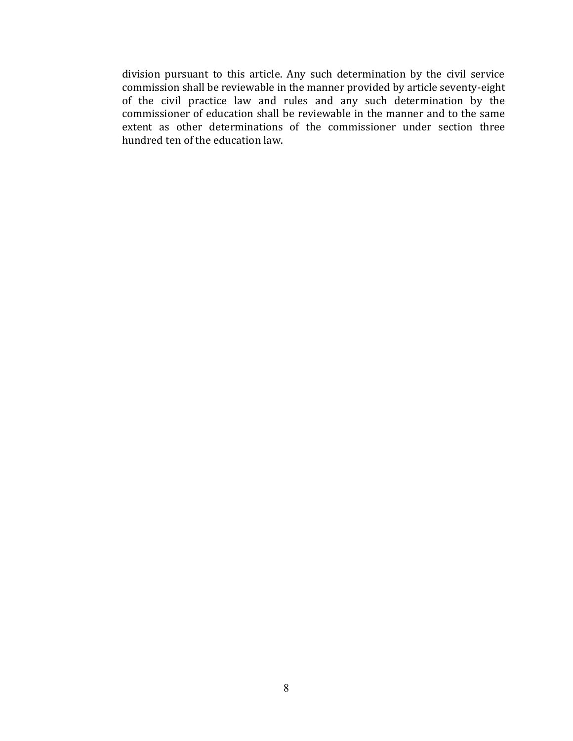division pursuant to this article. Any such determination by the civil service commission shall be reviewable in the manner provided by article seventy-eight of the civil practice law and rules and any such determination by the commissioner of education shall be reviewable in the manner and to the same extent as other determinations of the commissioner under section three hundred ten of the education law.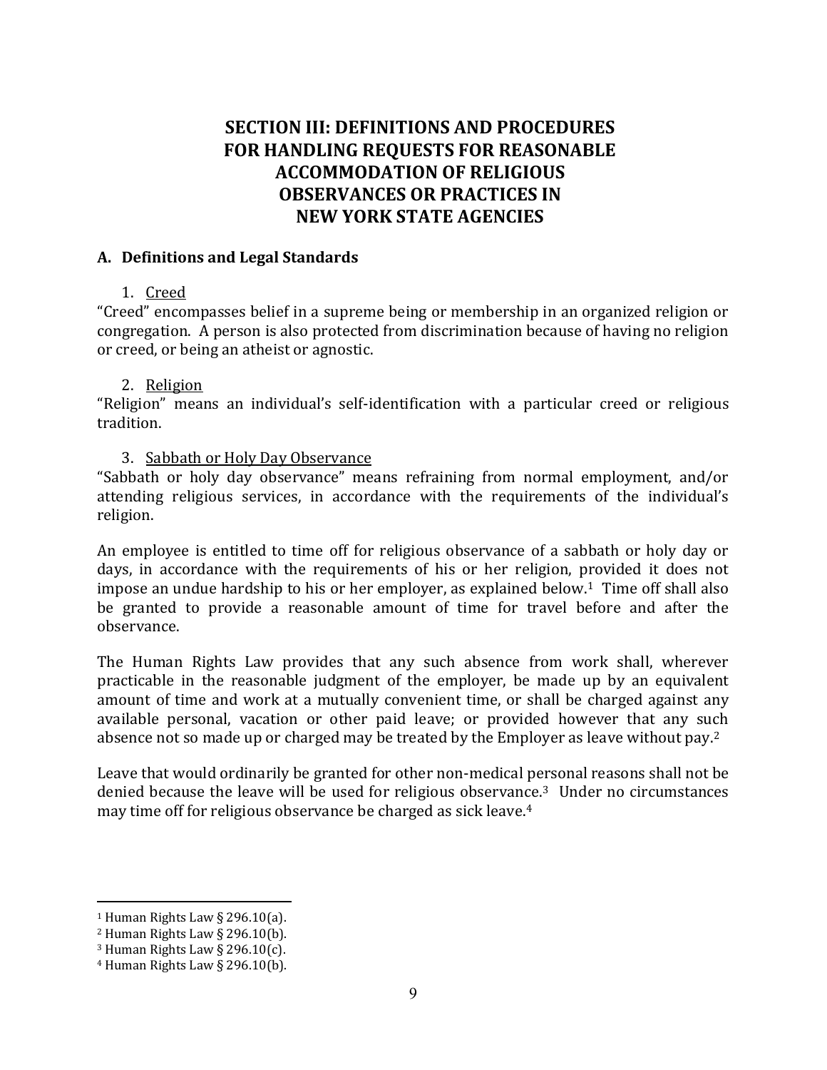# SECTION III: DEFINITIONS AND PROCEDURES FOR HANDLING REQUESTS FOR REASONABLE ACCOMMODATION OF RELIGIOUS OBSERVANCES OR PRACTICES IN NEW YORK STATE AGENCIES

## A. Definitions and Legal Standards

1. Creed

"Creed" encompasses belief in a supreme being or membership in an organized religion or congregation. A person is also protected from discrimination because of having no religion or creed, or being an atheist or agnostic.

2. Religion

"Religion" means an individual's self-identification with a particular creed or religious tradition.

3. Sabbath or Holy Day Observance

"Sabbath or holy day observance" means refraining from normal employment, and/or attending religious services, in accordance with the requirements of the individual's religion.

An employee is entitled to time off for religious observance of a sabbath or holy day or days, in accordance with the requirements of his or her religion, provided it does not impose an undue hardship to his or her employer, as explained below.[1] Time off shall also be granted to provide a reasonable amount of time for travel before and after the observance.

The Human Rights Law provides that any such absence from work shall, wherever practicable in the reasonable judgment of the employer, be made up by an equivalent amount of time and work at a mutually convenient time, or shall be charged against any available personal, vacation or other paid leave; or provided however that any such absence not so made up or charged may be treated by the Employer as leave without pay.[2]

Leave that would ordinarily be granted for other non-medical personal reasons shall not be denied because the leave will be used for religious observance.[3] Under no circumstances may time off for religious observance be charged as sick leave.[4]

---

[1] Human Rights Law § 296.10(a).

[2] Human Rights Law § 296.10(b).

[3] Human Rights Law § 296.10(c).

[4] Human Rights Law § 296.10(b).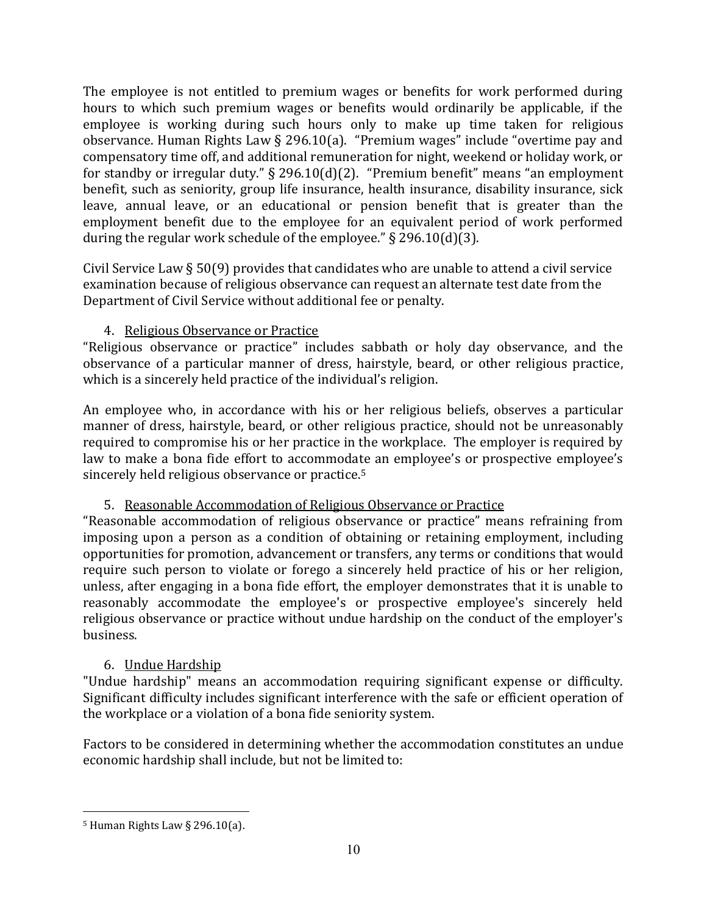The employee is not entitled to premium wages or benefits for work performed during hours to which such premium wages or benefits would ordinarily be applicable, if the employee is working during such hours only to make up time taken for religious observance. Human Rights Law § 296.10(a). "Premium wages" include "overtime pay and compensatory time off, and additional remuneration for night, weekend or holiday work, or for standby or irregular duty." § 296.10(d)(2). "Premium benefit" means "an employment benefit, such as seniority, group life insurance, health insurance, disability insurance, sick leave, annual leave, or an educational or pension benefit that is greater than the employment benefit due to the employee for an equivalent period of work performed during the regular work schedule of the employee." § 296.10(d)(3).

Civil Service Law § 50(9) provides that candidates who are unable to attend a civil service examination because of religious observance can request an alternate test date from the Department of Civil Service without additional fee or penalty.

4. Religious Observance or Practice

"Religious observance or practice" includes sabbath or holy day observance, and the observance of a particular manner of dress, hairstyle, beard, or other religious practice, which is a sincerely held practice of the individual's religion.

An employee who, in accordance with his or her religious beliefs, observes a particular manner of dress, hairstyle, beard, or other religious practice, should not be unreasonably required to compromise his or her practice in the workplace. The employer is required by law to make a bona fide effort to accommodate an employee's or prospective employee's sincerely held religious observance or practice.[5]

5. Reasonable Accommodation of Religious Observance or Practice

"Reasonable accommodation of religious observance or practice" means refraining from imposing upon a person as a condition of obtaining or retaining employment, including opportunities for promotion, advancement or transfers, any terms or conditions that would require such person to violate or forego a sincerely held practice of his or her religion, unless, after engaging in a bona fide effort, the employer demonstrates that it is unable to reasonably accommodate the employee's or prospective employee's sincerely held religious observance or practice without undue hardship on the conduct of the employer's business.

6. Undue Hardship

"Undue hardship" means an accommodation requiring significant expense or difficulty. Significant difficulty includes significant interference with the safe or efficient operation of the workplace or a violation of a bona fide seniority system.

Factors to be considered in determining whether the accommodation constitutes an undue economic hardship shall include, but not be limited to:

---

[5] Human Rights Law § 296.10(a).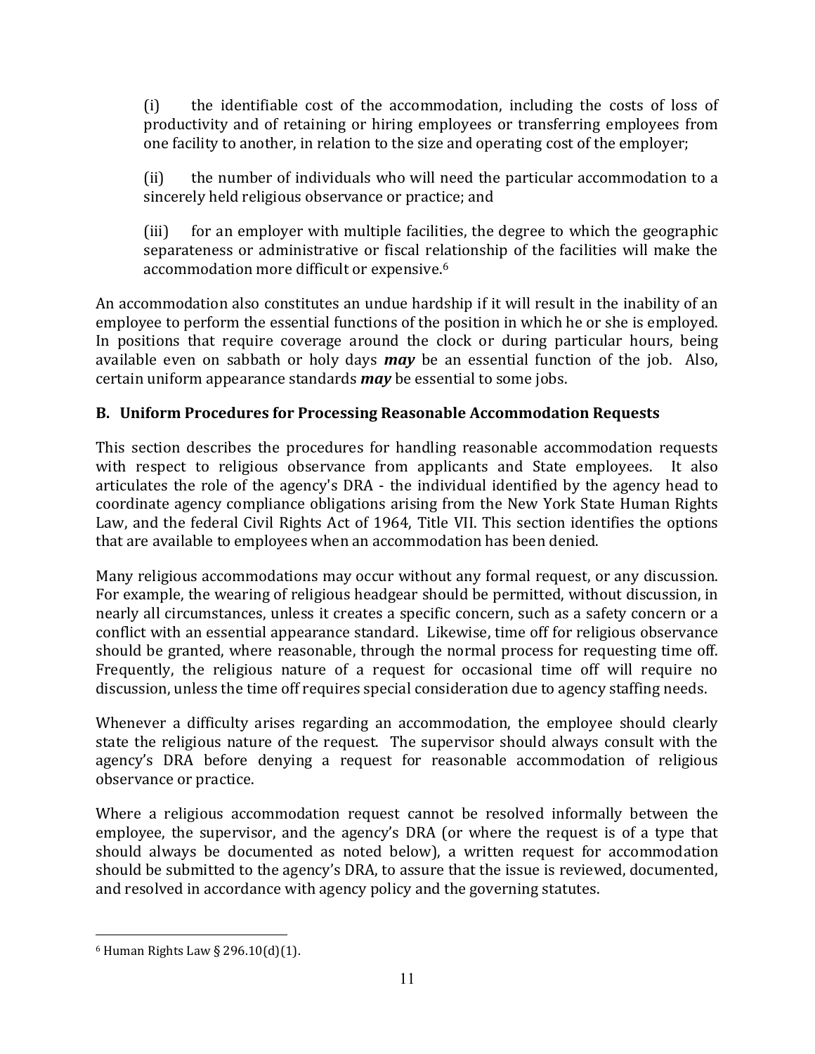(i) the identifiable cost of the accommodation, including the costs of loss of productivity and of retaining or hiring employees or transferring employees from one facility to another, in relation to the size and operating cost of the employer;

(ii) the number of individuals who will need the particular accommodation to a sincerely held religious observance or practice; and

(iii) for an employer with multiple facilities, the degree to which the geographic separateness or administrative or fiscal relationship of the facilities will make the accommodation more difficult or expensive.[6]

An accommodation also constitutes an undue hardship if it will result in the inability of an employee to perform the essential functions of the position in which he or she is employed. In positions that require coverage around the clock or during particular hours, being available even on sabbath or holy days ***may*** be an essential function of the job. Also, certain uniform appearance standards ***may*** be essential to some jobs.

## B. Uniform Procedures for Processing Reasonable Accommodation Requests

This section describes the procedures for handling reasonable accommodation requests with respect to religious observance from applicants and State employees. It also articulates the role of the agency's DRA - the individual identified by the agency head to coordinate agency compliance obligations arising from the New York State Human Rights Law, and the federal Civil Rights Act of 1964, Title VII. This section identifies the options that are available to employees when an accommodation has been denied.

Many religious accommodations may occur without any formal request, or any discussion. For example, the wearing of religious headgear should be permitted, without discussion, in nearly all circumstances, unless it creates a specific concern, such as a safety concern or a conflict with an essential appearance standard. Likewise, time off for religious observance should be granted, where reasonable, through the normal process for requesting time off. Frequently, the religious nature of a request for occasional time off will require no discussion, unless the time off requires special consideration due to agency staffing needs.

Whenever a difficulty arises regarding an accommodation, the employee should clearly state the religious nature of the request. The supervisor should always consult with the agency's DRA before denying a request for reasonable accommodation of religious observance or practice.

Where a religious accommodation request cannot be resolved informally between the employee, the supervisor, and the agency's DRA (or where the request is of a type that should always be documented as noted below), a written request for accommodation should be submitted to the agency's DRA, to assure that the issue is reviewed, documented, and resolved in accordance with agency policy and the governing statutes.

---

[6] Human Rights Law § 296.10(d)(1).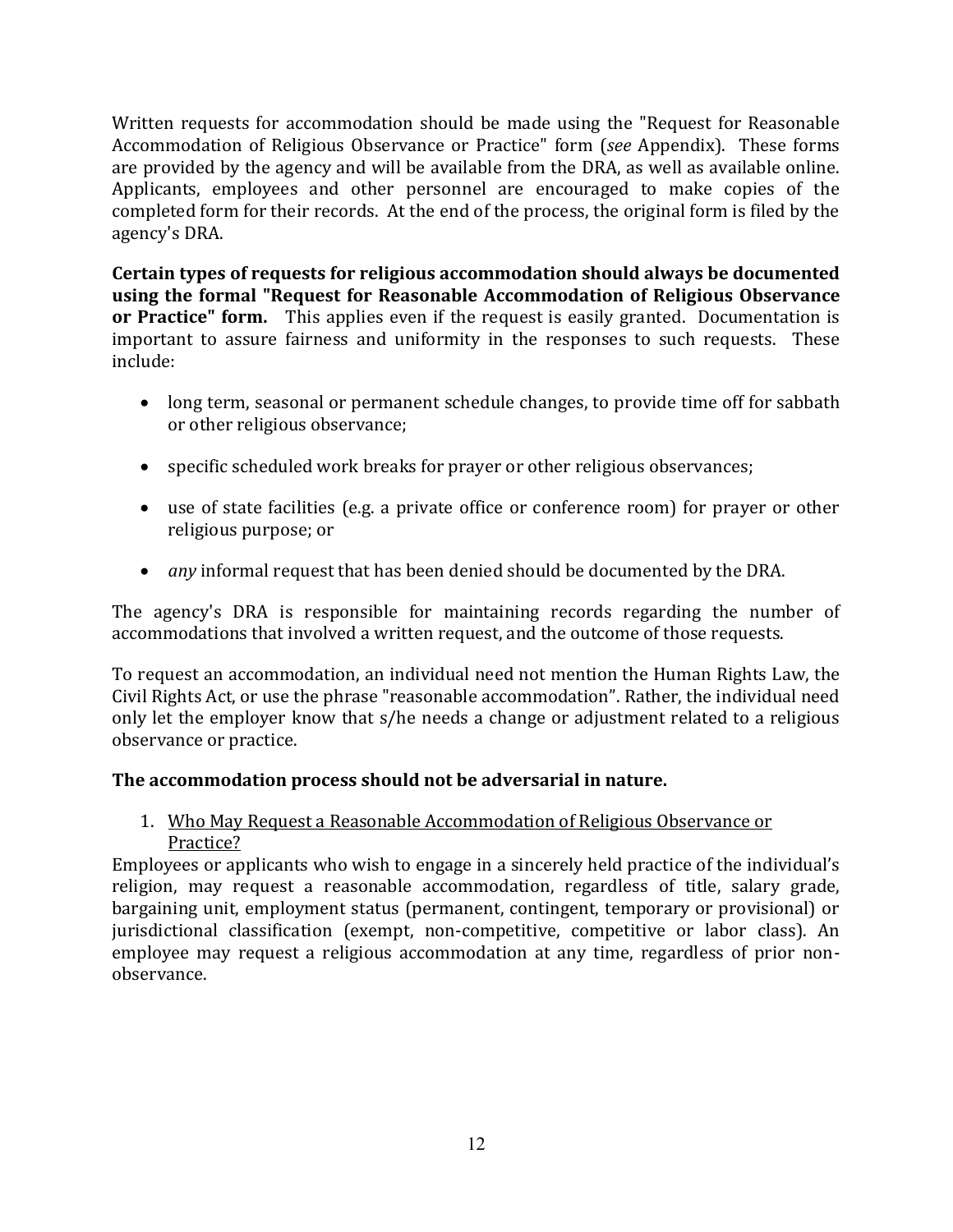Written requests for accommodation should be made using the "Request for Reasonable Accommodation of Religious Observance or Practice" form (*see* Appendix). These forms are provided by the agency and will be available from the DRA, as well as available online. Applicants, employees and other personnel are encouraged to make copies of the completed form for their records. At the end of the process, the original form is filed by the agency's DRA.

**Certain types of requests for religious accommodation should always be documented using the formal "Request for Reasonable Accommodation of Religious Observance or Practice" form.** This applies even if the request is easily granted. Documentation is important to assure fairness and uniformity in the responses to such requests. These include:

- long term, seasonal or permanent schedule changes, to provide time off for sabbath or other religious observance;
- specific scheduled work breaks for prayer or other religious observances;
- use of state facilities (e.g. a private office or conference room) for prayer or other religious purpose; or
- *any* informal request that has been denied should be documented by the DRA.

The agency's DRA is responsible for maintaining records regarding the number of accommodations that involved a written request, and the outcome of those requests.

To request an accommodation, an individual need not mention the Human Rights Law, the Civil Rights Act, or use the phrase "reasonable accommodation". Rather, the individual need only let the employer know that s/he needs a change or adjustment related to a religious observance or practice.

**The accommodation process should not be adversarial in nature.**

1. <u>Who May Request a Reasonable Accommodation of Religious Observance or Practice?</u>

Employees or applicants who wish to engage in a sincerely held practice of the individual's religion, may request a reasonable accommodation, regardless of title, salary grade, bargaining unit, employment status (permanent, contingent, temporary or provisional) or jurisdictional classification (exempt, non-competitive, competitive or labor class). An employee may request a religious accommodation at any time, regardless of prior non-observance.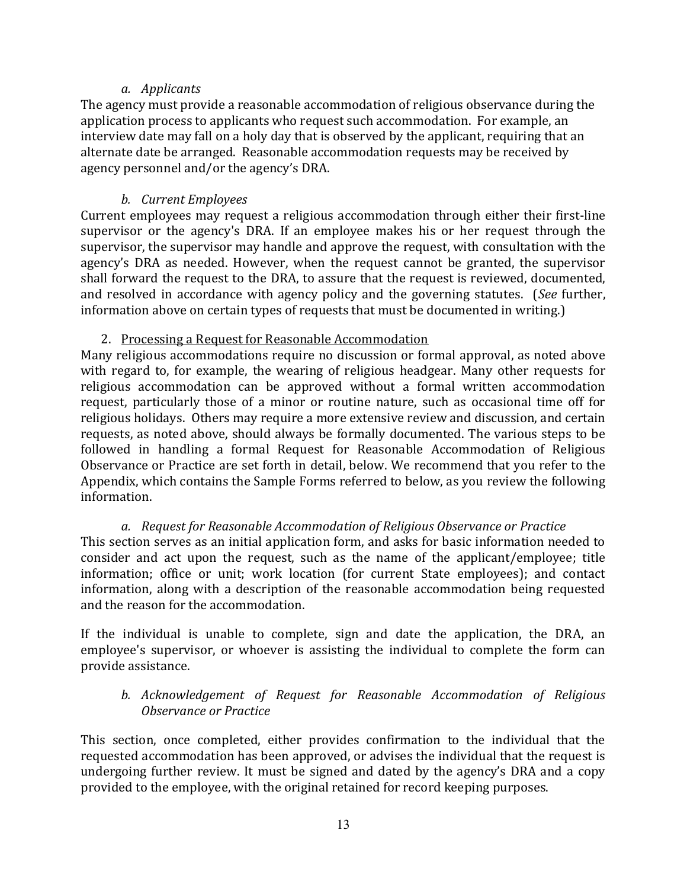### *a. Applicants*

The agency must provide a reasonable accommodation of religious observance during the application process to applicants who request such accommodation. For example, an interview date may fall on a holy day that is observed by the applicant, requiring that an alternate date be arranged. Reasonable accommodation requests may be received by agency personnel and/or the agency's DRA.

### *b. Current Employees*

Current employees may request a religious accommodation through either their first-line supervisor or the agency's DRA. If an employee makes his or her request through the supervisor, the supervisor may handle and approve the request, with consultation with the agency's DRA as needed. However, when the request cannot be granted, the supervisor shall forward the request to the DRA, to assure that the request is reviewed, documented, and resolved in accordance with agency policy and the governing statutes. (*See* further, information above on certain types of requests that must be documented in writing.)

## 2. <u>Processing a Request for Reasonable Accommodation</u>

Many religious accommodations require no discussion or formal approval, as noted above with regard to, for example, the wearing of religious headgear. Many other requests for religious accommodation can be approved without a formal written accommodation request, particularly those of a minor or routine nature, such as occasional time off for religious holidays. Others may require a more extensive review and discussion, and certain requests, as noted above, should always be formally documented. The various steps to be followed in handling a formal Request for Reasonable Accommodation of Religious Observance or Practice are set forth in detail, below. We recommend that you refer to the Appendix, which contains the Sample Forms referred to below, as you review the following information.

### *a. Request for Reasonable Accommodation of Religious Observance or Practice*

This section serves as an initial application form, and asks for basic information needed to consider and act upon the request, such as the name of the applicant/employee; title information; office or unit; work location (for current State employees); and contact information, along with a description of the reasonable accommodation being requested and the reason for the accommodation.

If the individual is unable to complete, sign and date the application, the DRA, an employee's supervisor, or whoever is assisting the individual to complete the form can provide assistance.

### *b. Acknowledgement of Request for Reasonable Accommodation of Religious Observance or Practice*

This section, once completed, either provides confirmation to the individual that the requested accommodation has been approved, or advises the individual that the request is undergoing further review. It must be signed and dated by the agency's DRA and a copy provided to the employee, with the original retained for record keeping purposes.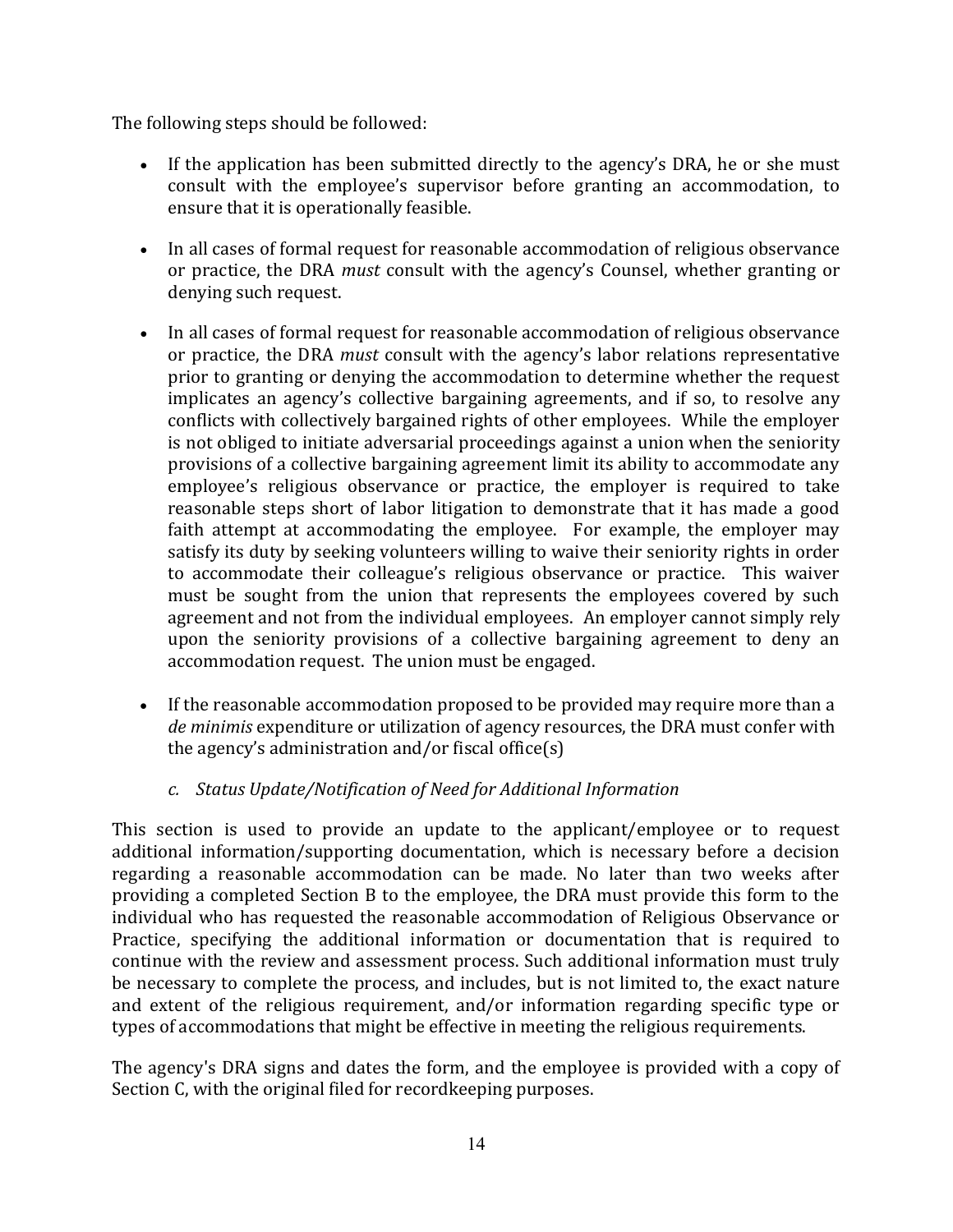The following steps should be followed:

- If the application has been submitted directly to the agency's DRA, he or she must consult with the employee's supervisor before granting an accommodation, to ensure that it is operationally feasible.

- In all cases of formal request for reasonable accommodation of religious observance or practice, the DRA *must* consult with the agency's Counsel, whether granting or denying such request.

- In all cases of formal request for reasonable accommodation of religious observance or practice, the DRA *must* consult with the agency's labor relations representative prior to granting or denying the accommodation to determine whether the request implicates an agency's collective bargaining agreements, and if so, to resolve any conflicts with collectively bargained rights of other employees. While the employer is not obliged to initiate adversarial proceedings against a union when the seniority provisions of a collective bargaining agreement limit its ability to accommodate any employee's religious observance or practice, the employer is required to take reasonable steps short of labor litigation to demonstrate that it has made a good faith attempt at accommodating the employee. For example, the employer may satisfy its duty by seeking volunteers willing to waive their seniority rights in order to accommodate their colleague's religious observance or practice. This waiver must be sought from the union that represents the employees covered by such agreement and not from the individual employees. An employer cannot simply rely upon the seniority provisions of a collective bargaining agreement to deny an accommodation request. The union must be engaged.

- If the reasonable accommodation proposed to be provided may require more than a *de minimis* expenditure or utilization of agency resources, the DRA must confer with the agency's administration and/or fiscal office(s)

### *c. Status Update/Notification of Need for Additional Information*

This section is used to provide an update to the applicant/employee or to request additional information/supporting documentation, which is necessary before a decision regarding a reasonable accommodation can be made. No later than two weeks after providing a completed Section B to the employee, the DRA must provide this form to the individual who has requested the reasonable accommodation of Religious Observance or Practice, specifying the additional information or documentation that is required to continue with the review and assessment process. Such additional information must truly be necessary to complete the process, and includes, but is not limited to, the exact nature and extent of the religious requirement, and/or information regarding specific type or types of accommodations that might be effective in meeting the religious requirements.

The agency's DRA signs and dates the form, and the employee is provided with a copy of Section C, with the original filed for recordkeeping purposes.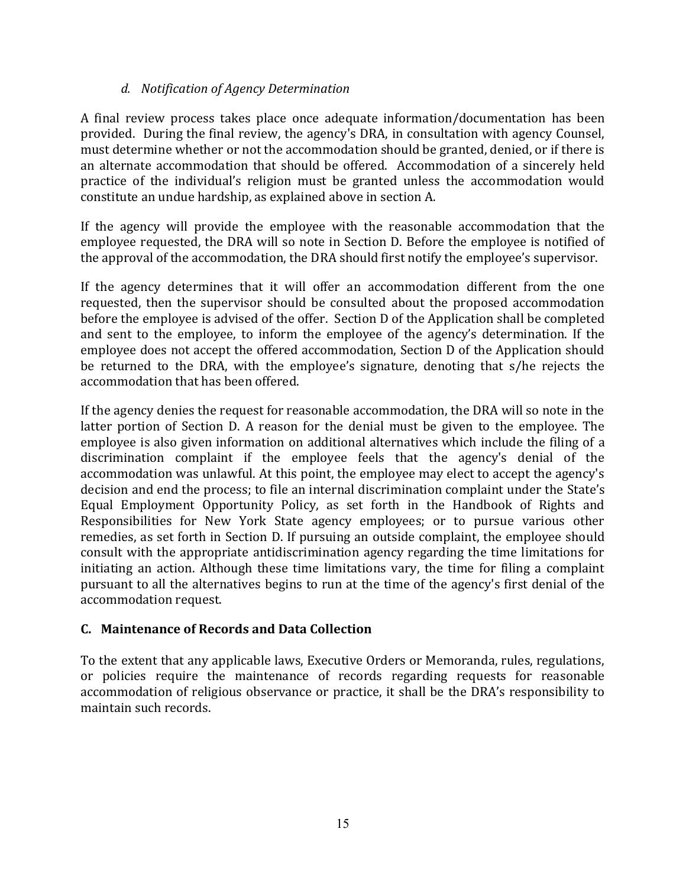#### *d. Notification of Agency Determination*

A final review process takes place once adequate information/documentation has been provided. During the final review, the agency's DRA, in consultation with agency Counsel, must determine whether or not the accommodation should be granted, denied, or if there is an alternate accommodation that should be offered. Accommodation of a sincerely held practice of the individual's religion must be granted unless the accommodation would constitute an undue hardship, as explained above in section A.

If the agency will provide the employee with the reasonable accommodation that the employee requested, the DRA will so note in Section D. Before the employee is notified of the approval of the accommodation, the DRA should first notify the employee's supervisor.

If the agency determines that it will offer an accommodation different from the one requested, then the supervisor should be consulted about the proposed accommodation before the employee is advised of the offer. Section D of the Application shall be completed and sent to the employee, to inform the employee of the agency's determination. If the employee does not accept the offered accommodation, Section D of the Application should be returned to the DRA, with the employee's signature, denoting that s/he rejects the accommodation that has been offered.

If the agency denies the request for reasonable accommodation, the DRA will so note in the latter portion of Section D. A reason for the denial must be given to the employee. The employee is also given information on additional alternatives which include the filing of a discrimination complaint if the employee feels that the agency's denial of the accommodation was unlawful. At this point, the employee may elect to accept the agency's decision and end the process; to file an internal discrimination complaint under the State's Equal Employment Opportunity Policy, as set forth in the Handbook of Rights and Responsibilities for New York State agency employees; or to pursue various other remedies, as set forth in Section D. If pursuing an outside complaint, the employee should consult with the appropriate antidiscrimination agency regarding the time limitations for initiating an action. Although these time limitations vary, the time for filing a complaint pursuant to all the alternatives begins to run at the time of the agency's first denial of the accommodation request.

### C. Maintenance of Records and Data Collection

To the extent that any applicable laws, Executive Orders or Memoranda, rules, regulations, or policies require the maintenance of records regarding requests for reasonable accommodation of religious observance or practice, it shall be the DRA's responsibility to maintain such records.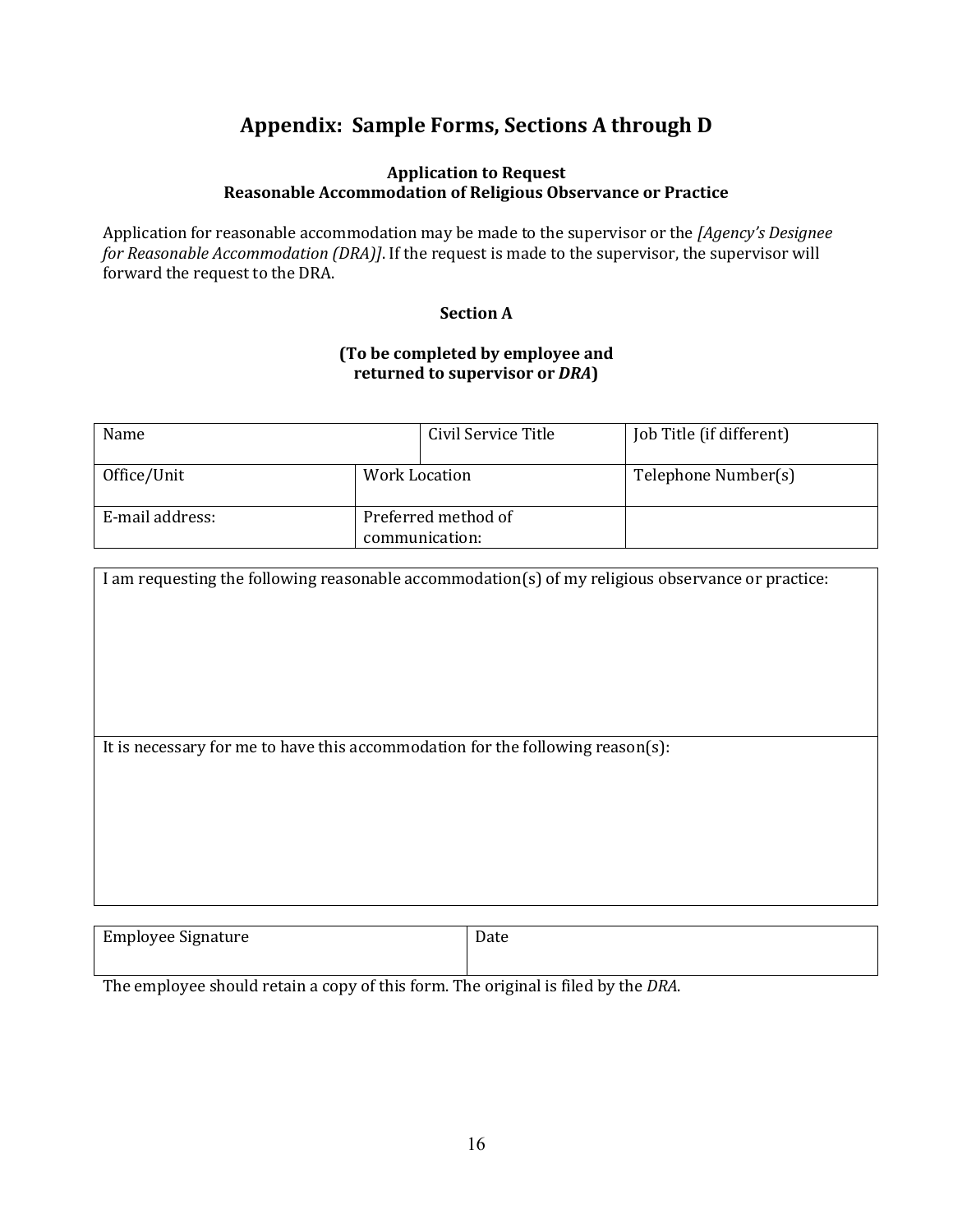# Appendix: Sample Forms, Sections A through D

### Application to Request
### Reasonable Accommodation of Religious Observance or Practice

Application for reasonable accommodation may be made to the supervisor or the *[Agency's Designee for Reasonable Accommodation (DRA)]*. If the request is made to the supervisor, the supervisor will forward the request to the DRA.

#### Section A

**(To be completed by employee and returned to supervisor or *DRA*)**

| Name | | Civil Service Title | Job Title (if different) |
|---|---|---|---|
| Office/Unit | Work Location | | Telephone Number(s) |
| E-mail address: | Preferred method of communication: | | |

| I am requesting the following reasonable accommodation(s) of my religious observance or practice: |
|---|
| It is necessary for me to have this accommodation for the following reason(s): |

| Employee Signature | Date |
|---|---|

The employee should retain a copy of this form. The original is filed by the *DRA*.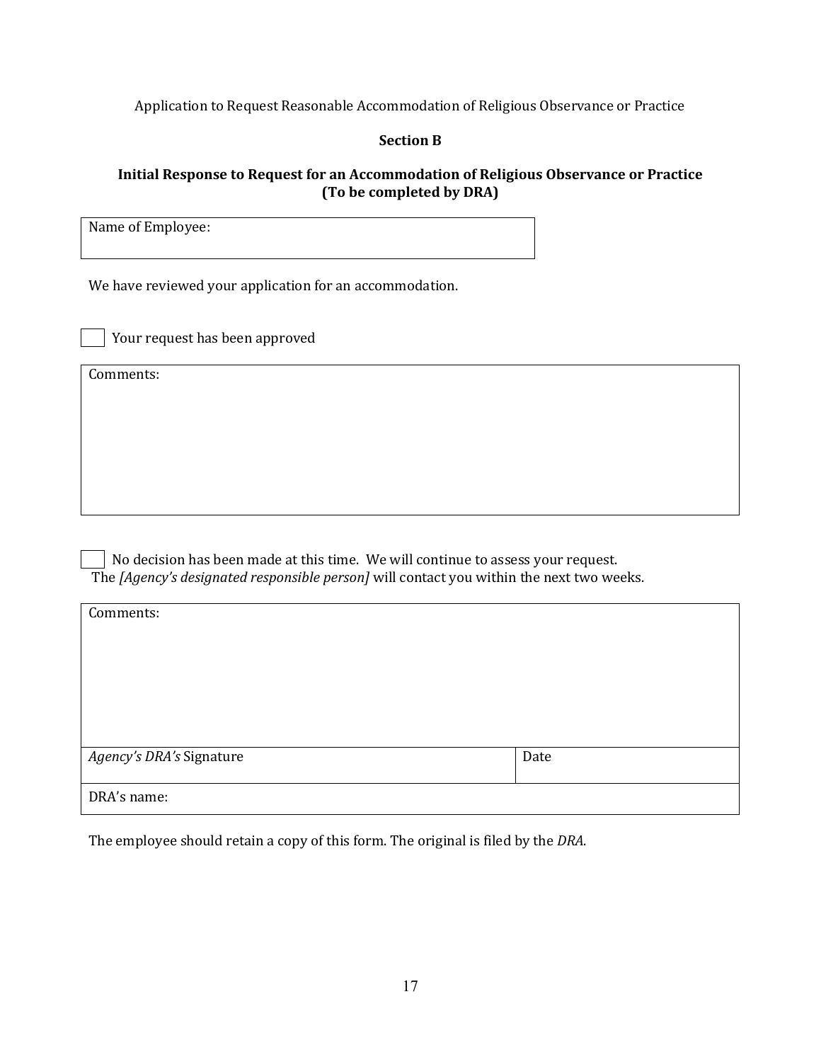Application to Request Reasonable Accommodation of Religious Observance or Practice

**Section B**

**Initial Response to Request for an Accommodation of Religious Observance or Practice (To be completed by DRA)**

| Name of Employee: |
|---|
| |

We have reviewed your application for an accommodation.

☐ Your request has been approved

| Comments: |
|---|
| |

☐ No decision has been made at this time. We will continue to assess your request. The *[Agency's designated responsible person]* will contact you within the next two weeks.

| Comments: | |
|---|---|
| | |
| *Agency's DRA's* Signature | Date |
| DRA's name: | |

The employee should retain a copy of this form. The original is filed by the *DRA*.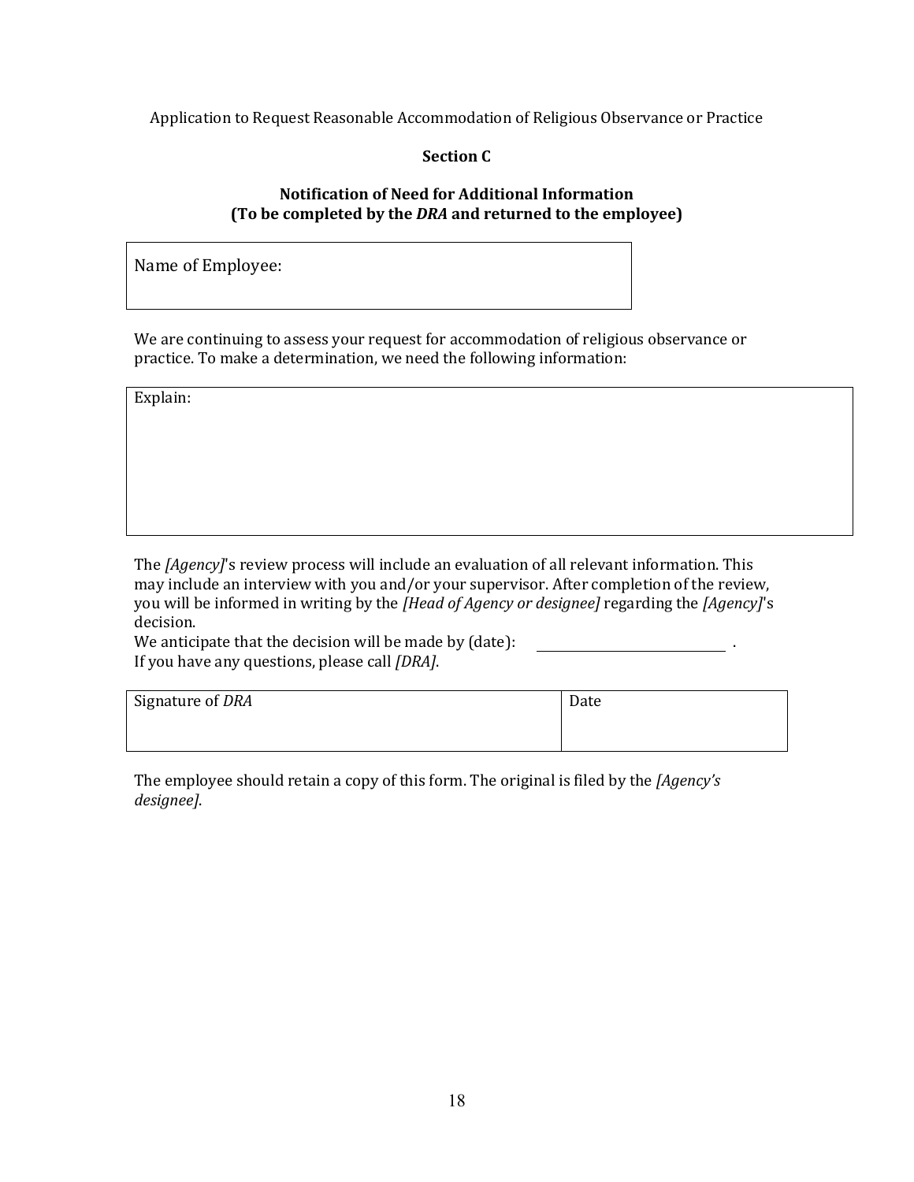Application to Request Reasonable Accommodation of Religious Observance or Practice

**Section C**

**Notification of Need for Additional Information**
**(To be completed by the *DRA* and returned to the employee)**

| Name of Employee: |
| --- |

We are continuing to assess your request for accommodation of religious observance or practice. To make a determination, we need the following information:

| Explain: |
| --- |

The *[Agency]*'s review process will include an evaluation of all relevant information. This may include an interview with you and/or your supervisor. After completion of the review, you will be informed in writing by the *[Head of Agency or designee]* regarding the *[Agency]*'s decision.
We anticipate that the decision will be made by (date): ______________________ .
If you have any questions, please call *[DRA]*.

| Signature of *DRA* | Date |
| --- | --- |

The employee should retain a copy of this form. The original is filed by the *[Agency's designee]*.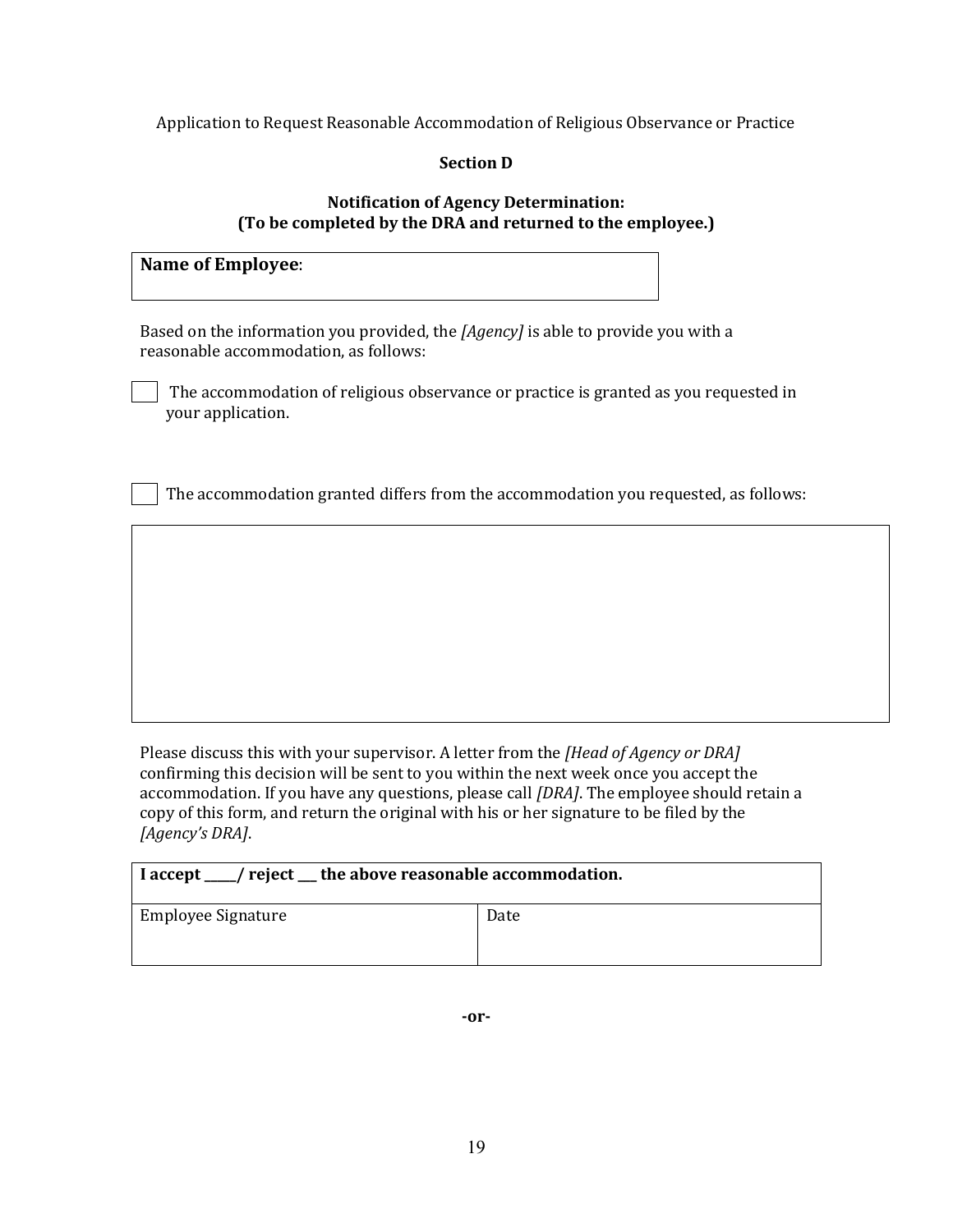Application to Request Reasonable Accommodation of Religious Observance or Practice

**Section D**

**Notification of Agency Determination:**
**(To be completed by the DRA and returned to the employee.)**

| **Name of Employee**: |
| --- |

Based on the information you provided, the *[Agency]* is able to provide you with a reasonable accommodation, as follows:

☐ The accommodation of religious observance or practice is granted as you requested in your application.

☐ The accommodation granted differs from the accommodation you requested, as follows:

| |
| --- |
| |

Please discuss this with your supervisor. A letter from the *[Head of Agency or DRA]* confirming this decision will be sent to you within the next week once you accept the accommodation. If you have any questions, please call *[DRA]*. The employee should retain a copy of this form, and return the original with his or her signature to be filed by the *[Agency's DRA]*.

| **I accept _____/ reject ___ the above reasonable accommodation.** | |
| --- | --- |
| Employee Signature | Date |

**-or-**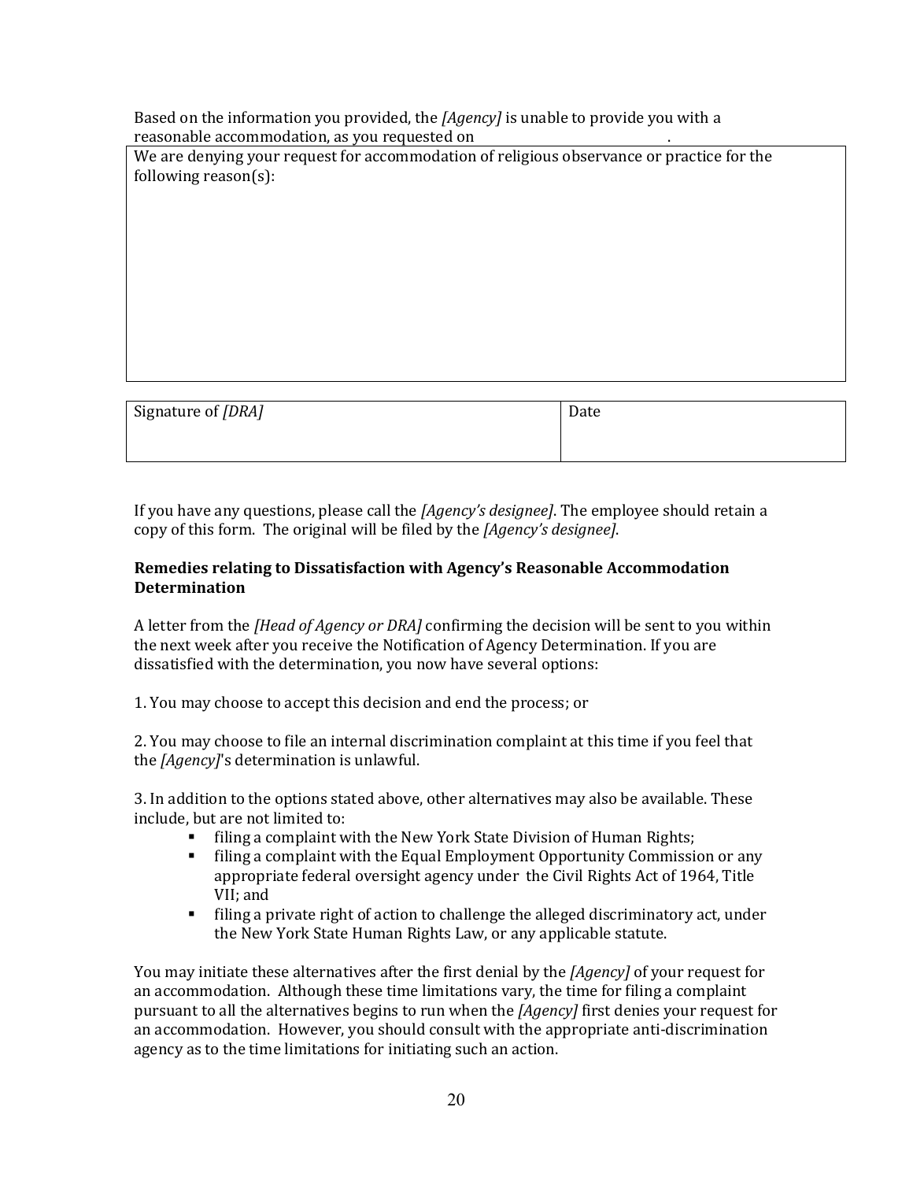Based on the information you provided, the *[Agency]* is unable to provide you with a reasonable accommodation, as you requested on \_\_\_\_\_\_\_\_\_\_\_\_\_\_\_\_\_\_\_\_.

| We are denying your request for accommodation of religious observance or practice for the following reason(s): |
|---|
| |

| Signature of *[DRA]* | Date |
|---|---|
| | |

If you have any questions, please call the *[Agency's designee]*. The employee should retain a copy of this form. The original will be filed by the *[Agency's designee]*.

**Remedies relating to Dissatisfaction with Agency's Reasonable Accommodation Determination**

A letter from the *[Head of Agency or DRA]* confirming the decision will be sent to you within the next week after you receive the Notification of Agency Determination. If you are dissatisfied with the determination, you now have several options:

1. You may choose to accept this decision and end the process; or

2. You may choose to file an internal discrimination complaint at this time if you feel that the *[Agency]*'s determination is unlawful.

3. In addition to the options stated above, other alternatives may also be available. These include, but are not limited to:

- filing a complaint with the New York State Division of Human Rights;
- filing a complaint with the Equal Employment Opportunity Commission or any appropriate federal oversight agency under the Civil Rights Act of 1964, Title VII; and
- filing a private right of action to challenge the alleged discriminatory act, under the New York State Human Rights Law, or any applicable statute.

You may initiate these alternatives after the first denial by the *[Agency]* of your request for an accommodation. Although these time limitations vary, the time for filing a complaint pursuant to all the alternatives begins to run when the *[Agency]* first denies your request for an accommodation. However, you should consult with the appropriate anti-discrimination agency as to the time limitations for initiating such an action.